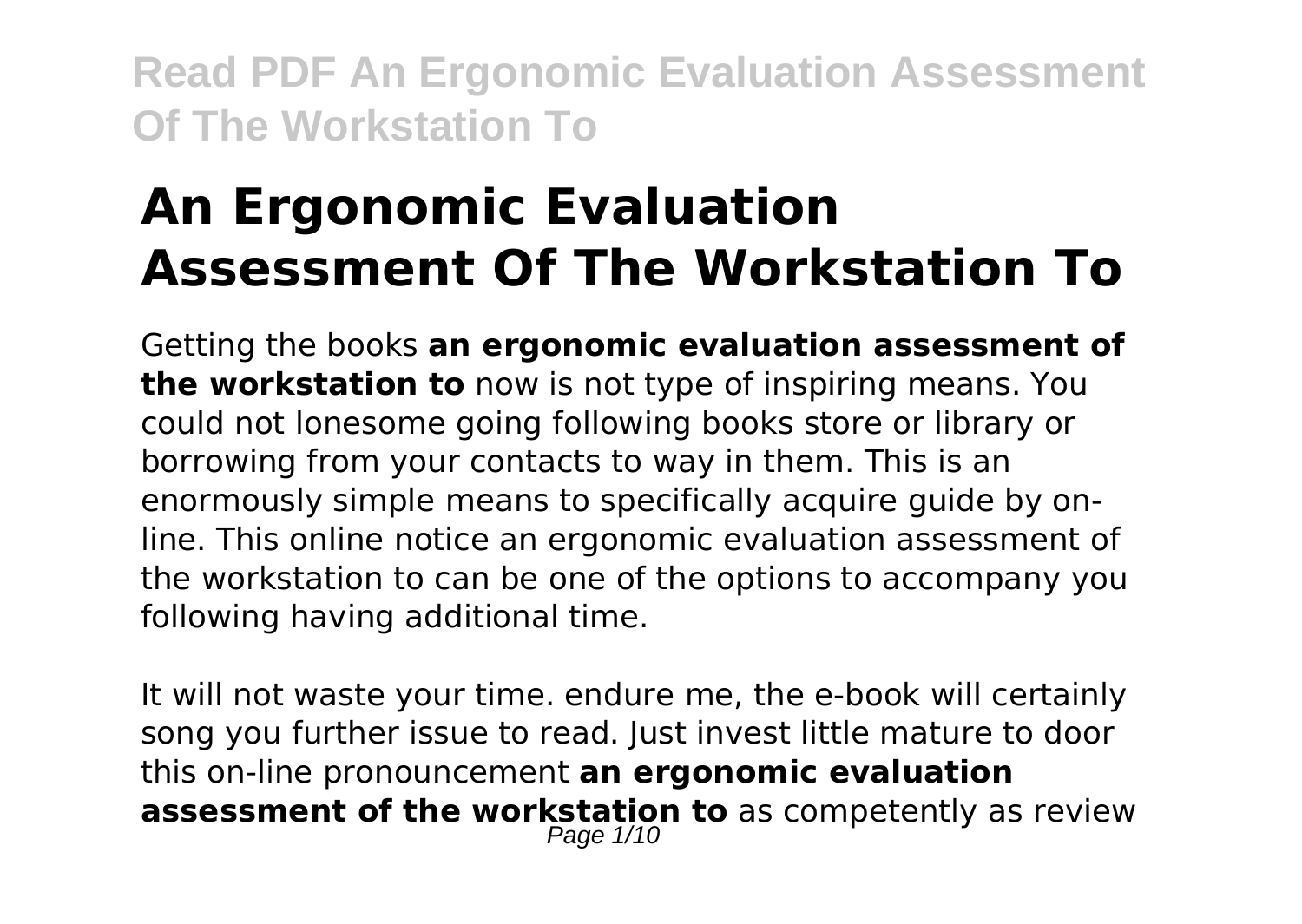# An Ergonomic Evaluation Assessment Of The Workstation To

Getting the books **an ergonomic evaluation assessment of the workstation to** now is not type of inspiring means. You could not lonesome going following books store or library or borrowing from your contacts to way in them. This is an enormously simple means to specifically acquire guide by on-line. This online notice an ergonomic evaluation assessment of the workstation to can be one of the options to accompany you following having additional time.

It will not waste your time. endure me, the e-book will certainly song you further issue to read. Just invest little mature to door this on-line pronouncement **an ergonomic evaluation assessment of the workstation to** as competently as review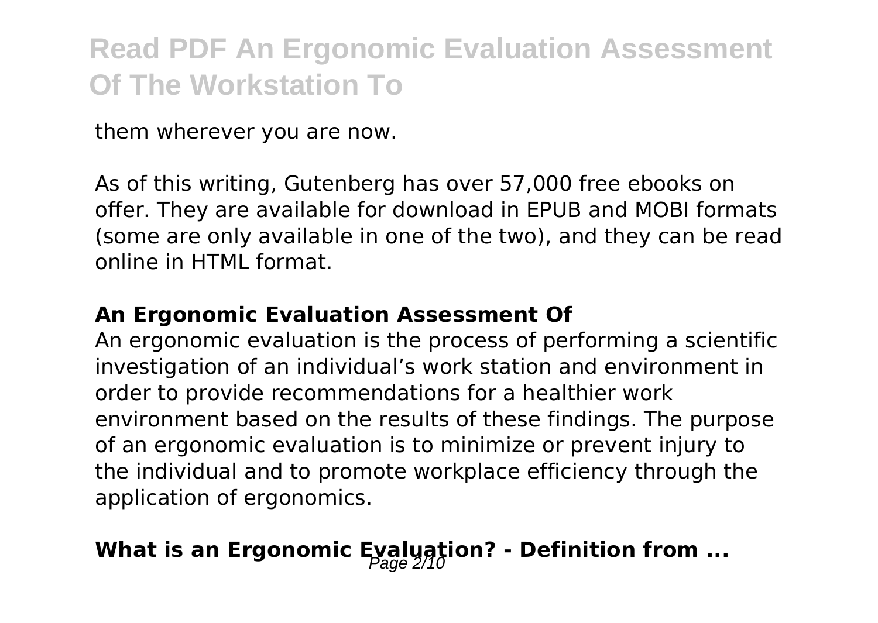them wherever you are now.

As of this writing, Gutenberg has over 57,000 free ebooks on offer. They are available for download in EPUB and MOBI formats (some are only available in one of the two), and they can be read online in HTML format.

### An Ergonomic Evaluation Assessment Of

An ergonomic evaluation is the process of performing a scientific investigation of an individual's work station and environment in order to provide recommendations for a healthier work environment based on the results of these findings. The purpose of an ergonomic evaluation is to minimize or prevent injury to the individual and to promote workplace efficiency through the application of ergonomics.

## What is an Ergonomic Evaluation? - Definition from ...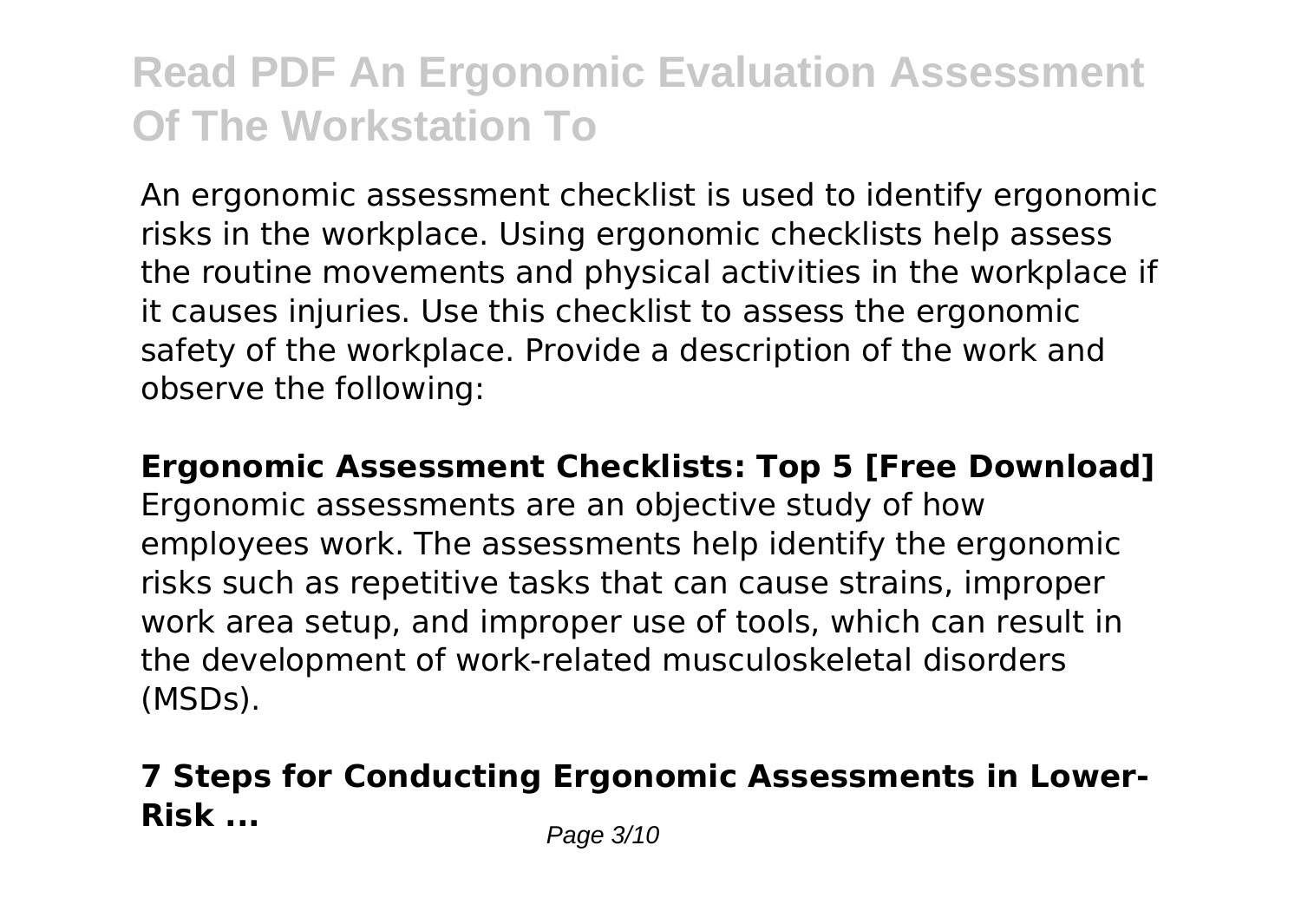An ergonomic assessment checklist is used to identify ergonomic risks in the workplace. Using ergonomic checklists help assess the routine movements and physical activities in the workplace if it causes injuries. Use this checklist to assess the ergonomic safety of the workplace. Provide a description of the work and observe the following:

**Ergonomic Assessment Checklists: Top 5 [Free Download]**

Ergonomic assessments are an objective study of how employees work. The assessments help identify the ergonomic risks such as repetitive tasks that can cause strains, improper work area setup, and improper use of tools, which can result in the development of work-related musculoskeletal disorders (MSDs).

## 7 Steps for Conducting Ergonomic Assessments in Lower-Risk ...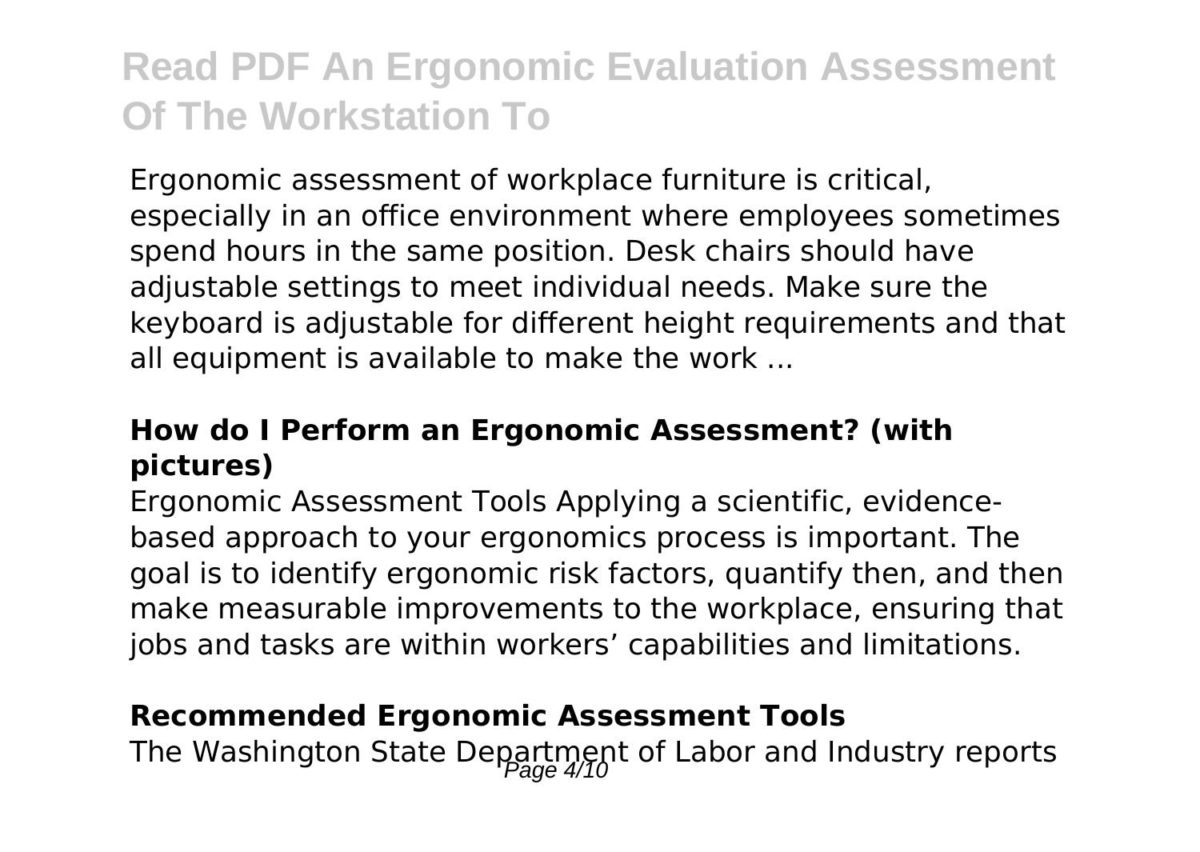Ergonomic assessment of workplace furniture is critical, especially in an office environment where employees sometimes spend hours in the same position. Desk chairs should have adjustable settings to meet individual needs. Make sure the keyboard is adjustable for different height requirements and that all equipment is available to make the work ...

### How do I Perform an Ergonomic Assessment? (with pictures)

Ergonomic Assessment Tools Applying a scientific, evidence-based approach to your ergonomics process is important. The goal is to identify ergonomic risk factors, quantify then, and then make measurable improvements to the workplace, ensuring that jobs and tasks are within workers' capabilities and limitations.

### Recommended Ergonomic Assessment Tools

The Washington State Department of Labor and Industry reports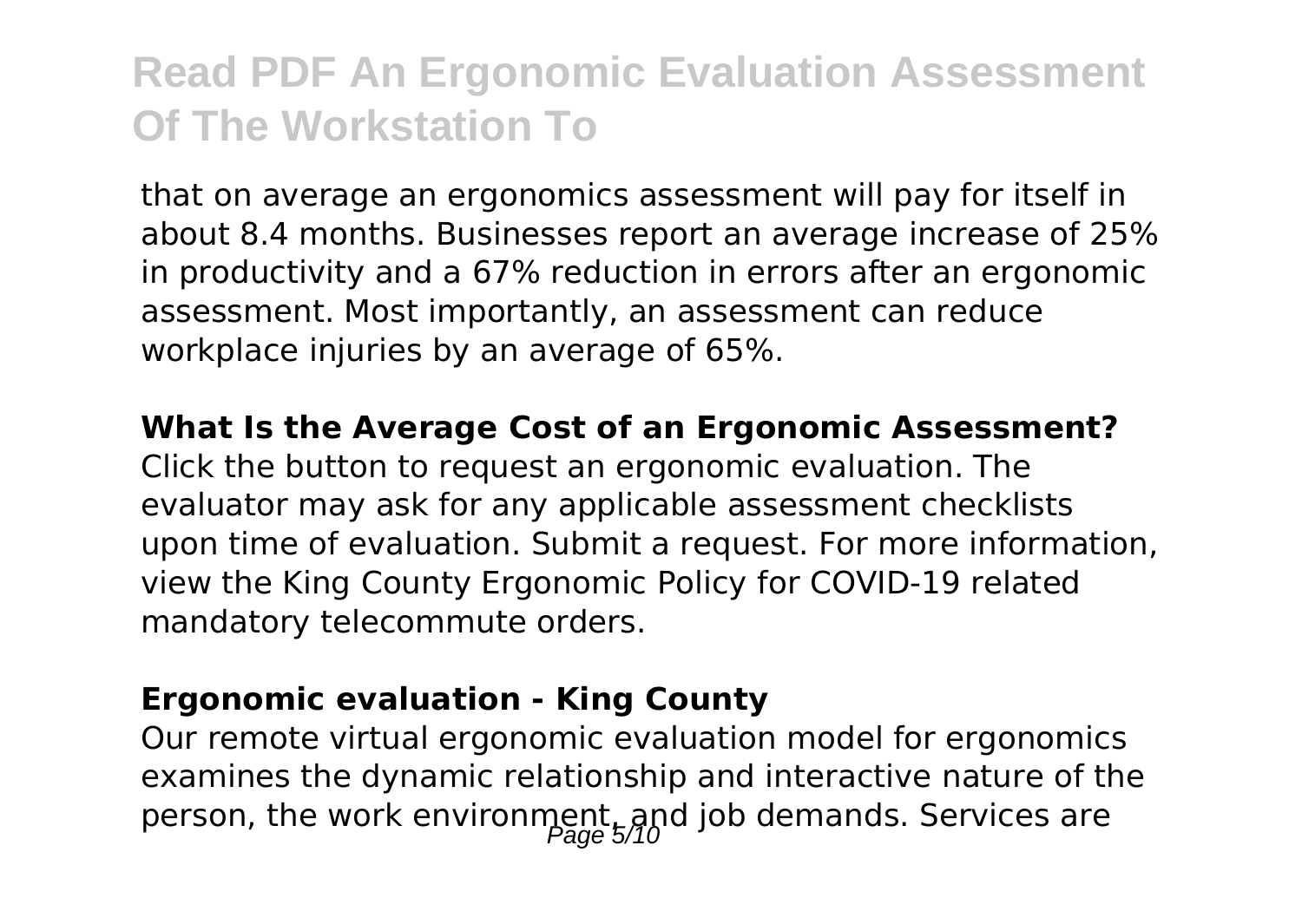that on average an ergonomics assessment will pay for itself in about 8.4 months. Businesses report an average increase of 25% in productivity and a 67% reduction in errors after an ergonomic assessment. Most importantly, an assessment can reduce workplace injuries by an average of 65%.

**What Is the Average Cost of an Ergonomic Assessment?**

Click the button to request an ergonomic evaluation. The evaluator may ask for any applicable assessment checklists upon time of evaluation. Submit a request. For more information, view the King County Ergonomic Policy for COVID-19 related mandatory telecommute orders.

**Ergonomic evaluation - King County**

Our remote virtual ergonomic evaluation model for ergonomics examines the dynamic relationship and interactive nature of the person, the work environment, and job demands. Services are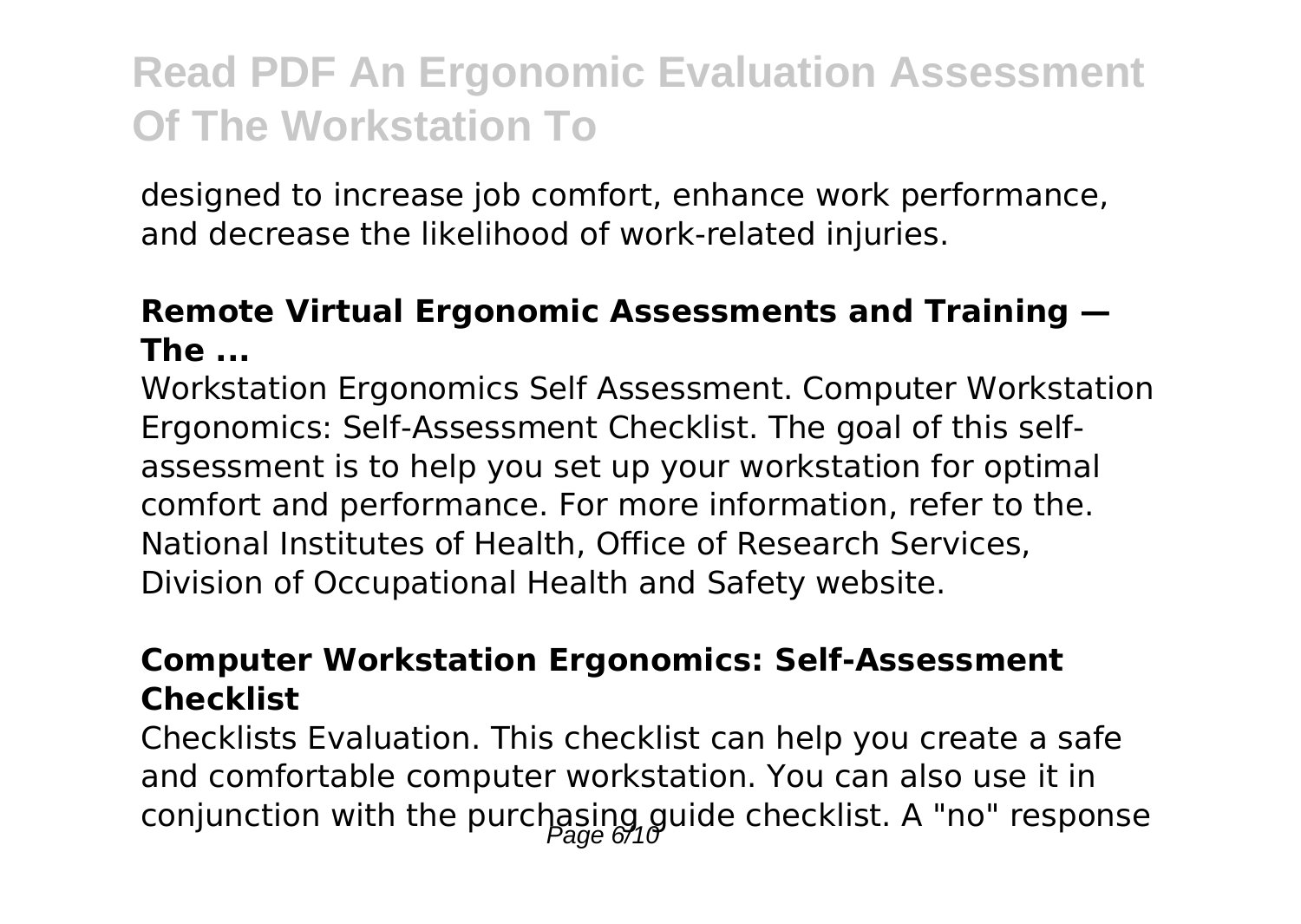designed to increase job comfort, enhance work performance, and decrease the likelihood of work-related injuries.

### Remote Virtual Ergonomic Assessments and Training — The ...

Workstation Ergonomics Self Assessment. Computer Workstation Ergonomics: Self-Assessment Checklist. The goal of this self-assessment is to help you set up your workstation for optimal comfort and performance. For more information, refer to the. National Institutes of Health, Office of Research Services, Division of Occupational Health and Safety website.

### Computer Workstation Ergonomics: Self-Assessment Checklist

Checklists Evaluation. This checklist can help you create a safe and comfortable computer workstation. You can also use it in conjunction with the purchasing guide checklist. A "no" response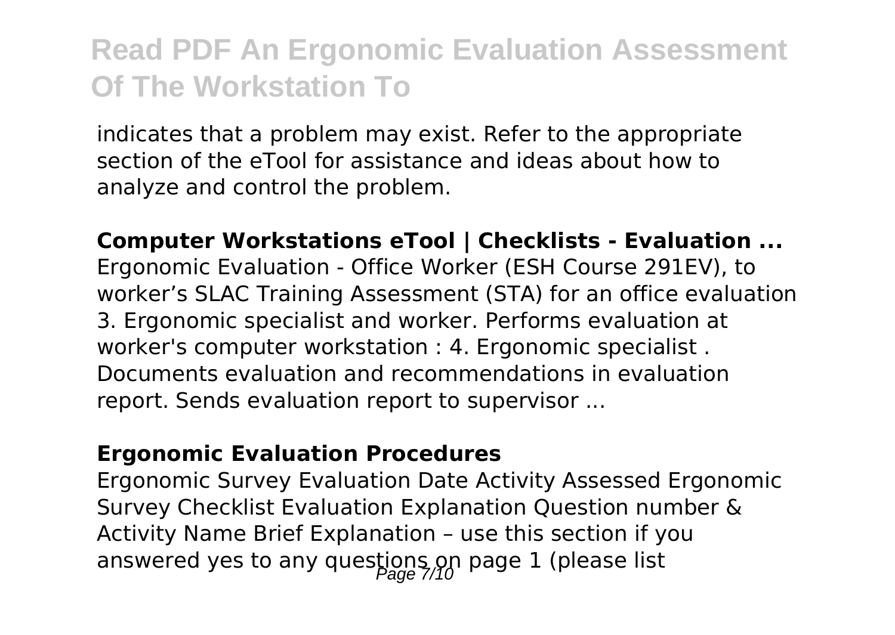indicates that a problem may exist. Refer to the appropriate section of the eTool for assistance and ideas about how to analyze and control the problem.

**Computer Workstations eTool | Checklists - Evaluation ...**

Ergonomic Evaluation - Office Worker (ESH Course 291EV), to worker's SLAC Training Assessment (STA) for an office evaluation 3. Ergonomic specialist and worker. Performs evaluation at worker's computer workstation : 4. Ergonomic specialist . Documents evaluation and recommendations in evaluation report. Sends evaluation report to supervisor ...

**Ergonomic Evaluation Procedures**

Ergonomic Survey Evaluation Date Activity Assessed Ergonomic Survey Checklist Evaluation Explanation Question number & Activity Name Brief Explanation – use this section if you answered yes to any questions on page 1 (please list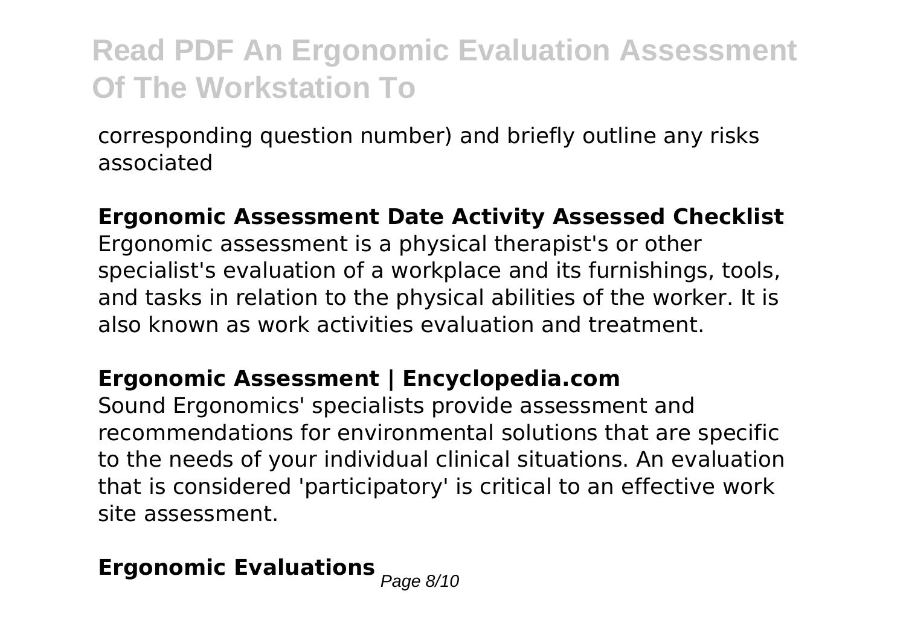corresponding question number) and briefly outline any risks associated

**Ergonomic Assessment Date Activity Assessed Checklist**

Ergonomic assessment is a physical therapist's or other specialist's evaluation of a workplace and its furnishings, tools, and tasks in relation to the physical abilities of the worker. It is also known as work activities evaluation and treatment.

**Ergonomic Assessment | Encyclopedia.com**

Sound Ergonomics' specialists provide assessment and recommendations for environmental solutions that are specific to the needs of your individual clinical situations. An evaluation that is considered 'participatory' is critical to an effective work site assessment.

**Ergonomic Evaluations**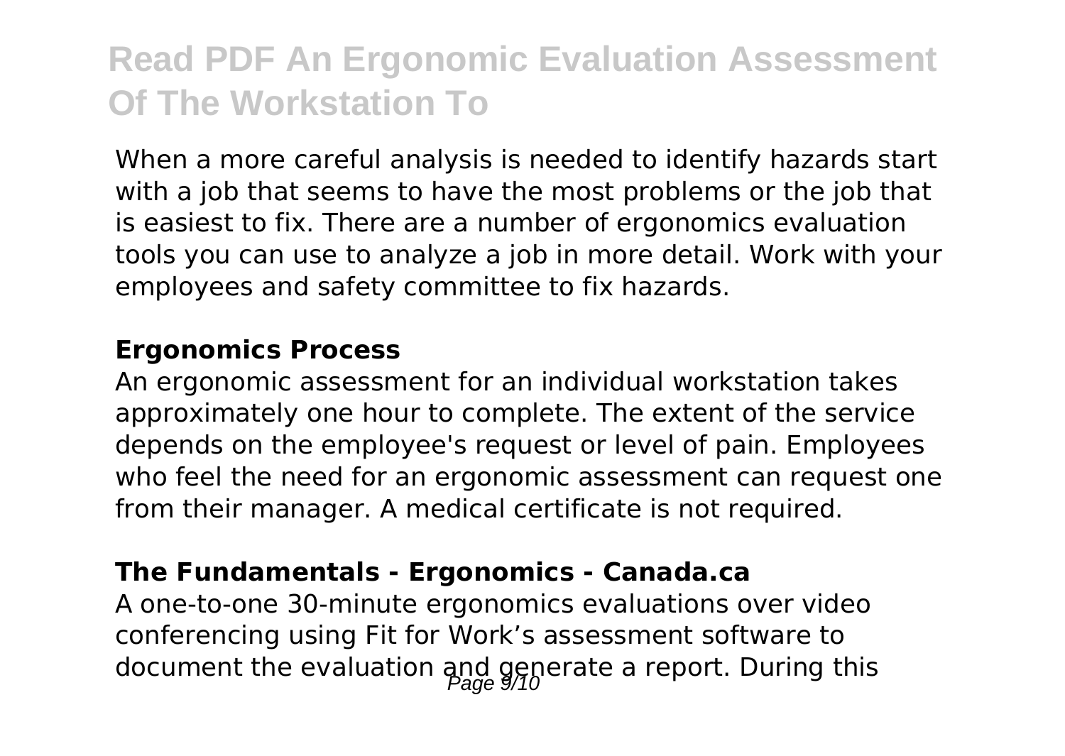When a more careful analysis is needed to identify hazards start with a job that seems to have the most problems or the job that is easiest to fix. There are a number of ergonomics evaluation tools you can use to analyze a job in more detail. Work with your employees and safety committee to fix hazards.

**Ergonomics Process**

An ergonomic assessment for an individual workstation takes approximately one hour to complete. The extent of the service depends on the employee's request or level of pain. Employees who feel the need for an ergonomic assessment can request one from their manager. A medical certificate is not required.

**The Fundamentals - Ergonomics - Canada.ca**

A one-to-one 30-minute ergonomics evaluations over video conferencing using Fit for Work's assessment software to document the evaluation and generate a report. During this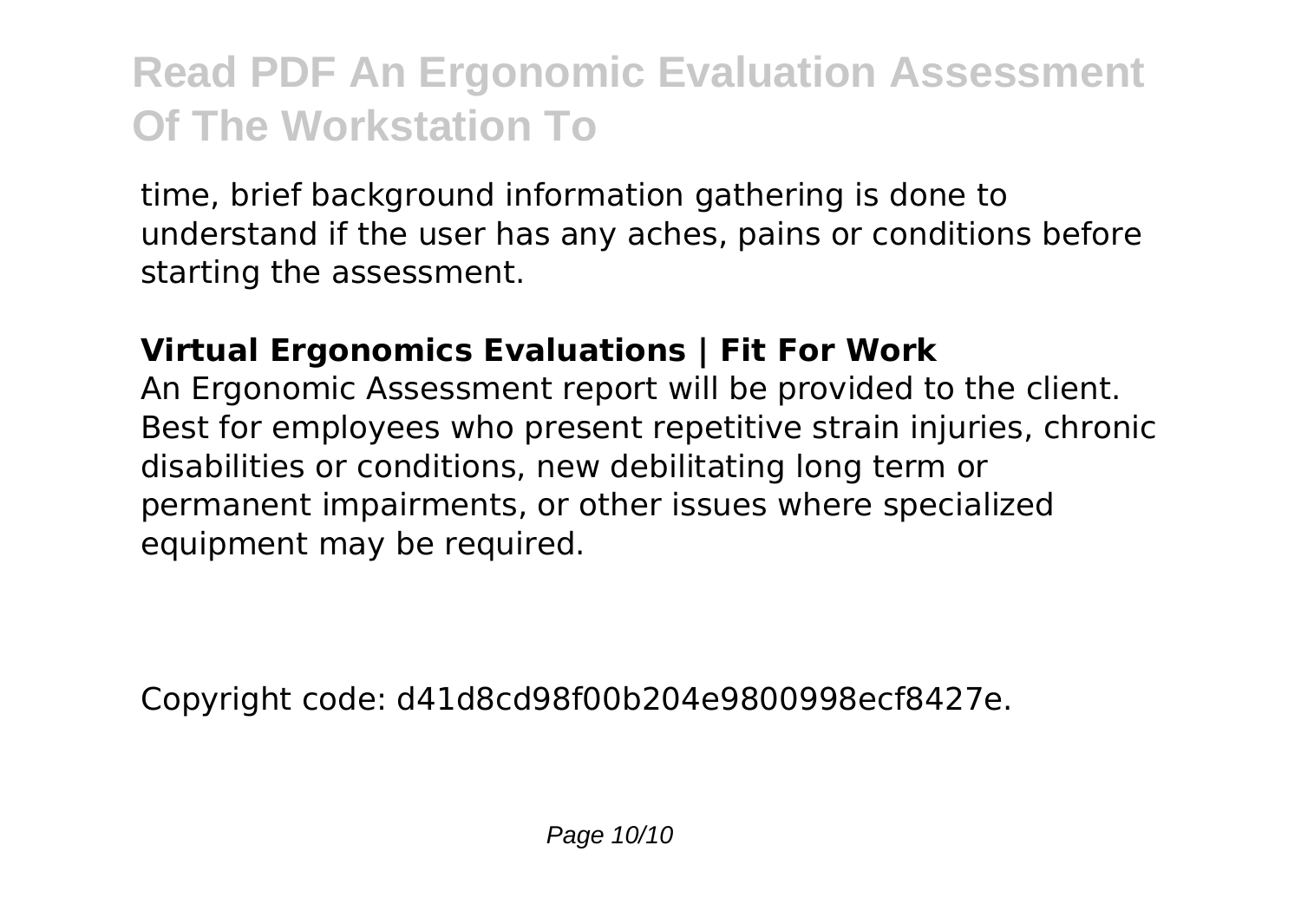time, brief background information gathering is done to understand if the user has any aches, pains or conditions before starting the assessment.

**Virtual Ergonomics Evaluations | Fit For Work**

An Ergonomic Assessment report will be provided to the client. Best for employees who present repetitive strain injuries, chronic disabilities or conditions, new debilitating long term or permanent impairments, or other issues where specialized equipment may be required.

Copyright code: d41d8cd98f00b204e9800998ecf8427e.